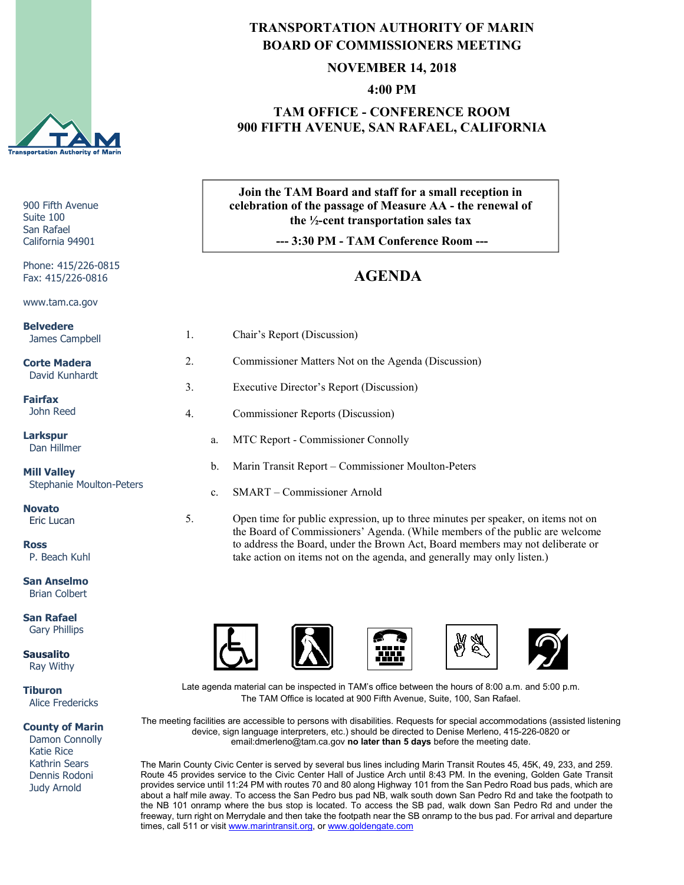# TRANSPORTATION AUTHORITY OF MARIN
## BOARD OF COMMISSIONERS MEETING

**NOVEMBER 14, 2018**

**4:00 PM**

**TAM OFFICE - CONFERENCE ROOM**
**900 FIFTH AVENUE, SAN RAFAEL, CALIFORNIA**

900 Fifth Avenue
Suite 100
San Rafael
California 94901

Phone: 415/226-0815
Fax: 415/226-0816

www.tam.ca.gov

**Belvedere**
James Campbell

**Corte Madera**
David Kunhardt

**Fairfax**
John Reed

**Larkspur**
Dan Hillmer

**Mill Valley**
Stephanie Moulton-Peters

**Novato**
Eric Lucan

**Ross**
P. Beach Kuhl

**San Anselmo**
Brian Colbert

**San Rafael**
Gary Phillips

**Sausalito**
Ray Withy

**Tiburon**
Alice Fredericks

**County of Marin**
Damon Connolly
Katie Rice
Kathrin Sears
Dennis Rodoni
Judy Arnold

---

**Join the TAM Board and staff for a small reception in celebration of the passage of Measure AA - the renewal of the ½-cent transportation sales tax**

**--- 3:30 PM - TAM Conference Room ---**

---

## AGENDA

1. Chair's Report (Discussion)
2. Commissioner Matters Not on the Agenda (Discussion)
3. Executive Director's Report (Discussion)
4. Commissioner Reports (Discussion)
   a. MTC Report - Commissioner Connolly
   b. Marin Transit Report – Commissioner Moulton-Peters
   c. SMART – Commissioner Arnold
5. Open time for public expression, up to three minutes per speaker, on items not on the Board of Commissioners' Agenda. (While members of the public are welcome to address the Board, under the Brown Act, Board members may not deliberate or take action on items not on the agenda, and generally may only listen.)

Late agenda material can be inspected in TAM's office between the hours of 8:00 a.m. and 5:00 p.m. The TAM Office is located at 900 Fifth Avenue, Suite, 100, San Rafael.

The meeting facilities are accessible to persons with disabilities. Requests for special accommodations (assisted listening device, sign language interpreters, etc.) should be directed to Denise Merleno, 415-226-0820 or email:dmerleno@tam.ca.gov **no later than 5 days** before the meeting date.

The Marin County Civic Center is served by several bus lines including Marin Transit Routes 45, 45K, 49, 233, and 259. Route 45 provides service to the Civic Center Hall of Justice Arch until 8:43 PM. In the evening, Golden Gate Transit provides service until 11:24 PM with routes 70 and 80 along Highway 101 from the San Pedro Road bus pads, which are about a half mile away. To access the San Pedro bus pad NB, walk south down San Pedro Rd and take the footpath to the NB 101 onramp where the bus stop is located. To access the SB pad, walk down San Pedro Rd and under the freeway, turn right on Merrydale and then take the footpath near the SB onramp to the bus pad. For arrival and departure times, call 511 or visit www.marintransit.org, or www.goldengate.com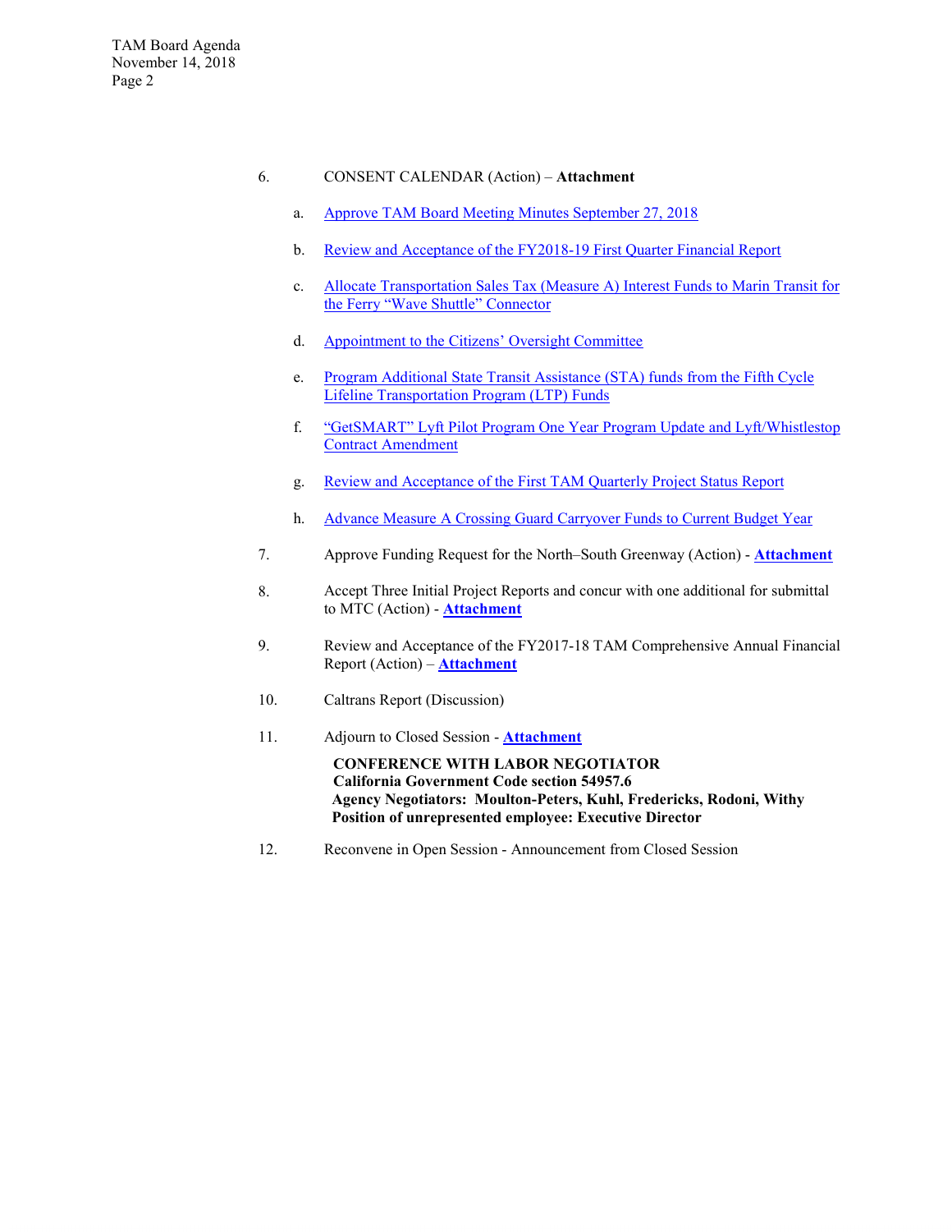6. CONSENT CALENDAR (Action) – **Attachment**

   a. Approve TAM Board Meeting Minutes September 27, 2018

   b. Review and Acceptance of the FY2018-19 First Quarter Financial Report

   c. Allocate Transportation Sales Tax (Measure A) Interest Funds to Marin Transit for the Ferry "Wave Shuttle" Connector

   d. Appointment to the Citizens' Oversight Committee

   e. Program Additional State Transit Assistance (STA) funds from the Fifth Cycle Lifeline Transportation Program (LTP) Funds

   f. "GetSMART" Lyft Pilot Program One Year Program Update and Lyft/Whistlestop Contract Amendment

   g. Review and Acceptance of the First TAM Quarterly Project Status Report

   h. Advance Measure A Crossing Guard Carryover Funds to Current Budget Year

7. Approve Funding Request for the North–South Greenway (Action) - **Attachment**

8. Accept Three Initial Project Reports and concur with one additional for submittal to MTC (Action) - **Attachment**

9. Review and Acceptance of the FY2017-18 TAM Comprehensive Annual Financial Report (Action) – **Attachment**

10. Caltrans Report (Discussion)

11. Adjourn to Closed Session - **Attachment**

    **CONFERENCE WITH LABOR NEGOTIATOR**
    **California Government Code section 54957.6**
    **Agency Negotiators: Moulton-Peters, Kuhl, Fredericks, Rodoni, Withy**
    **Position of unrepresented employee: Executive Director**

12. Reconvene in Open Session - Announcement from Closed Session